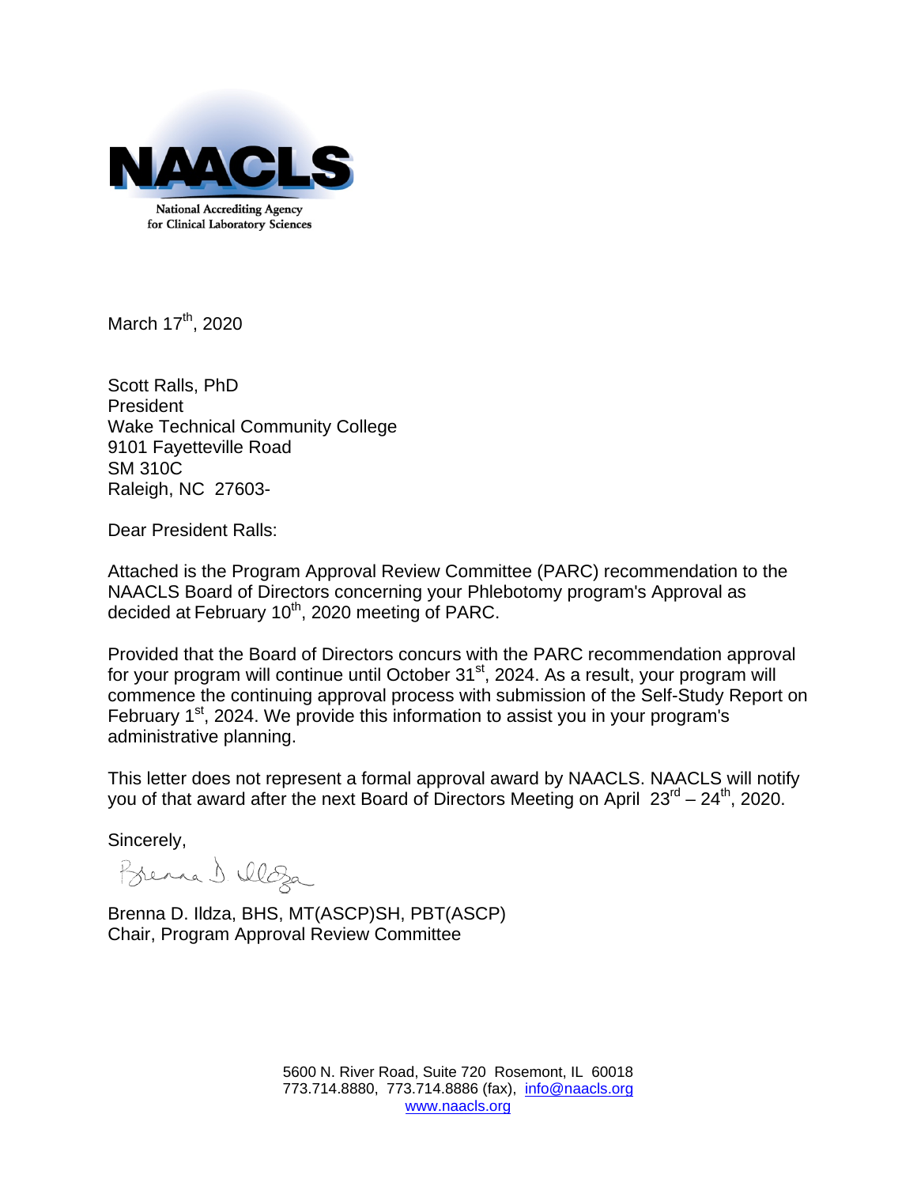**NAACLS**

National Accrediting Agency
for Clinical Laboratory Sciences

March 17th, 2020

Scott Ralls, PhD
President
Wake Technical Community College
9101 Fayetteville Road
SM 310C
Raleigh, NC 27603-

Dear President Ralls:

Attached is the Program Approval Review Committee (PARC) recommendation to the NAACLS Board of Directors concerning your Phlebotomy program's Approval as decided at February 10th, 2020 meeting of PARC.

Provided that the Board of Directors concurs with the PARC recommendation approval for your program will continue until October 31st, 2024. As a result, your program will commence the continuing approval process with submission of the Self-Study Report on February 1st, 2024. We provide this information to assist you in your program's administrative planning.

This letter does not represent a formal approval award by NAACLS. NAACLS will notify you of that award after the next Board of Directors Meeting on April 23rd – 24th, 2020.

Sincerely,

Brenna D. Ildza, BHS, MT(ASCP)SH, PBT(ASCP)
Chair, Program Approval Review Committee

5600 N. River Road, Suite 720 Rosemont, IL 60018
773.714.8880, 773.714.8886 (fax), info@naacls.org
www.naacls.org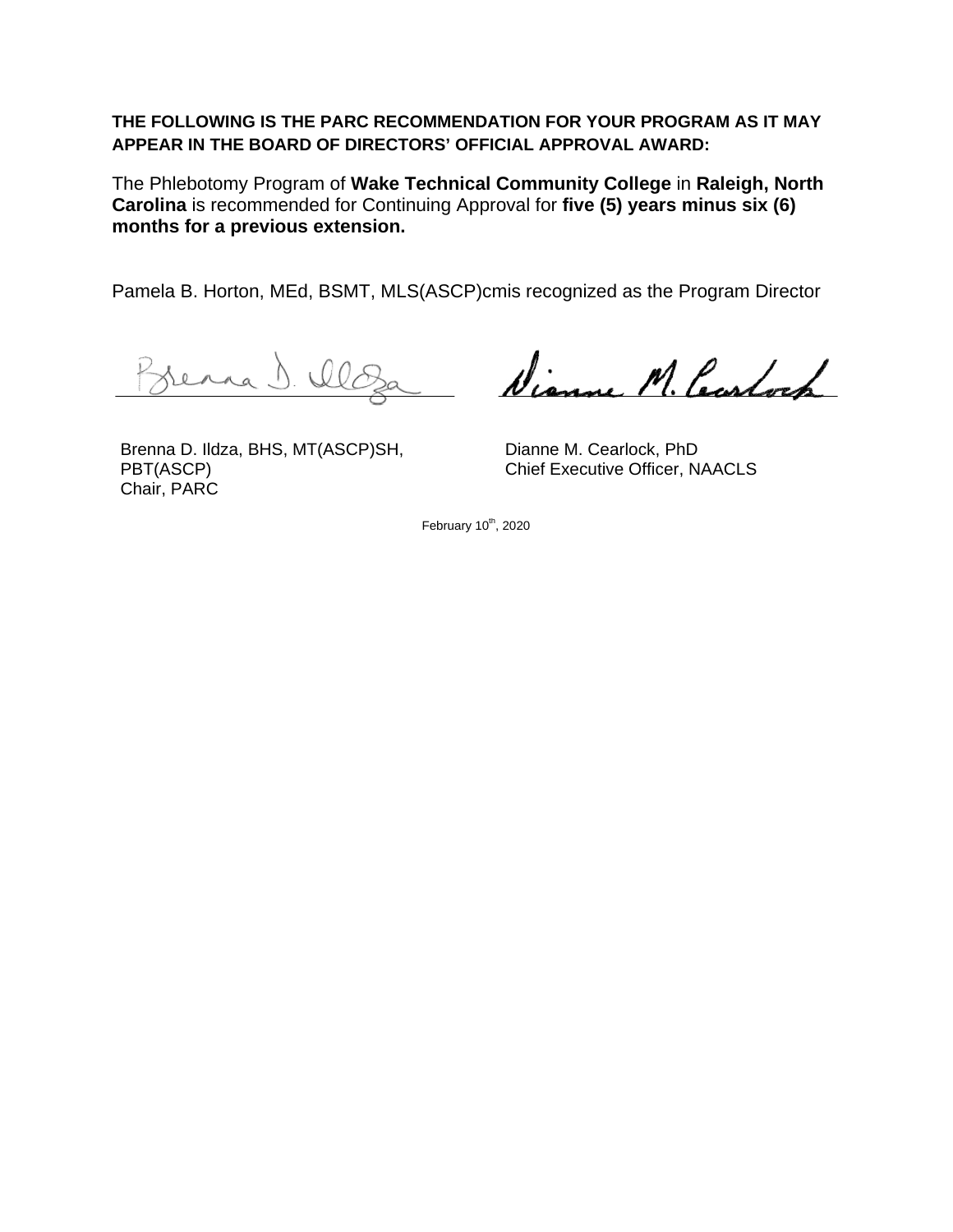**THE FOLLOWING IS THE PARC RECOMMENDATION FOR YOUR PROGRAM AS IT MAY APPEAR IN THE BOARD OF DIRECTORS' OFFICIAL APPROVAL AWARD:**

The Phlebotomy Program of **Wake Technical Community College** in **Raleigh, North Carolina** is recommended for Continuing Approval for **five (5) years minus six (6) months for a previous extension.**

Pamela B. Horton, MEd, BSMT, MLS(ASCP)cmis recognized as the Program Director

Brenna D. Ildza, BHS, MT(ASCP)SH, PBT(ASCP)
Chair, PARC

Dianne M. Cearlock, PhD
Chief Executive Officer, NAACLS

February 10th, 2020